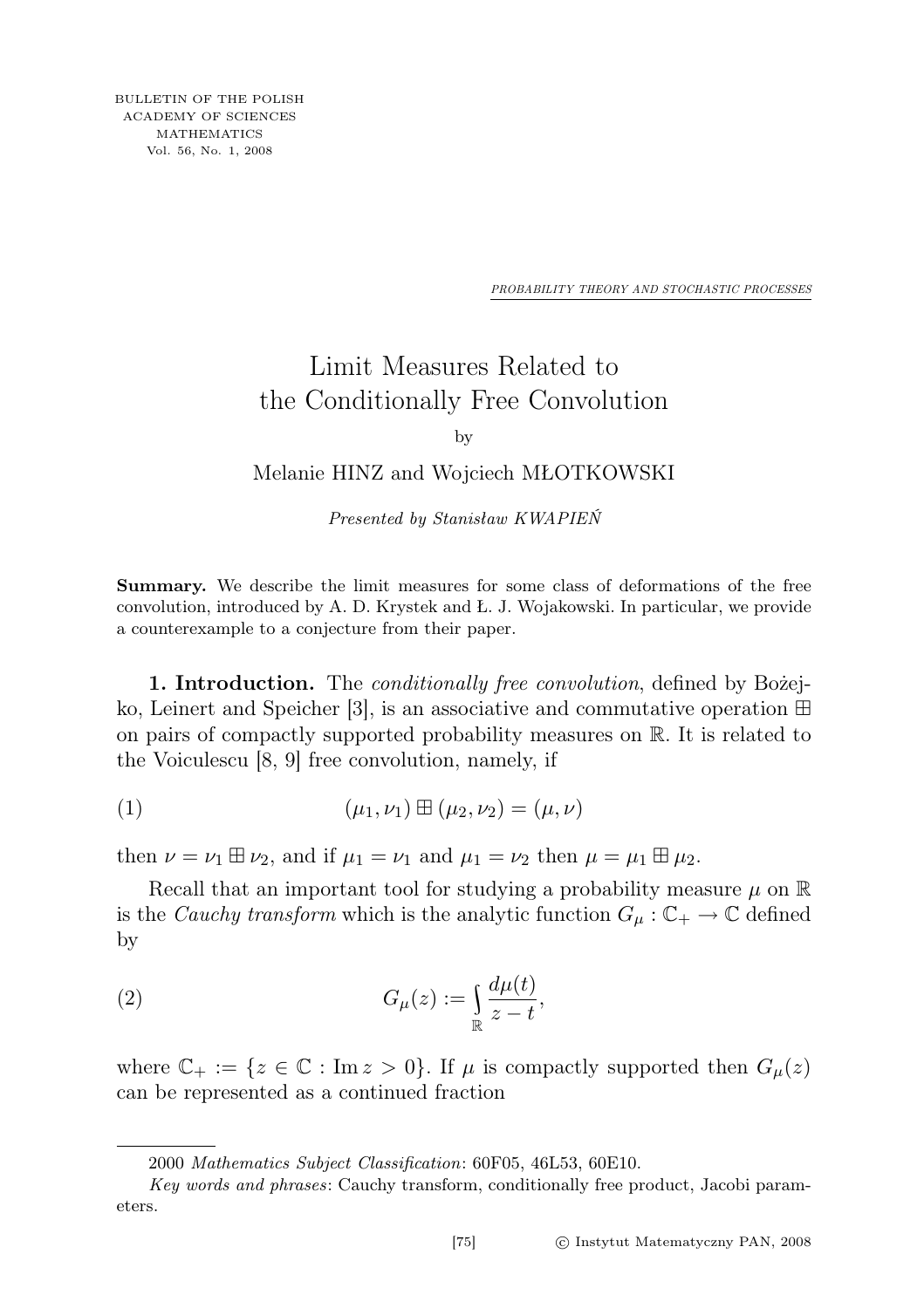BULLETIN OF THE POLISH ACADEMY OF SCIENCES MATHEMATICS Vol. 56, No. 1, 2008

*PROBABILITY THEORY AND STOCHASTIC PROCESSES*

# Limit Measures Related to the Conditionally Free Convolution

by

Melanie HINZ and Wojciech MŁOTKOWSKI

*Presented by Stanisław KWAPIEŃ*

**Summary.** We describe the limit measures for some class of deformations of the free convolution, introduced by A. D. Krystek and Ł. J. Wojakowski. In particular, we provide a counterexample to a conjecture from their paper.

**1. Introduction.** The *conditionally free convolution*, defined by Bożejko, Leinert and Speicher [3], is an associative and commutative operation $\boxplus$ on pairs of compactly supported probability measures on $\mathbb{R}$. It is related to the Voiculescu [8, 9] free convolution, namely, if

$$(\mu_1, \nu_1) \boxplus (\mu_2, \nu_2) = (\mu, \nu) \tag{1}$$

then $\nu = \nu_1 \boxplus \nu_2$, and if $\mu_1 = \nu_1$ and $\mu_1 = \nu_2$ then $\mu = \mu_1 \boxplus \mu_2$.

Recall that an important tool for studying a probability measure $\mu$ on $\mathbb{R}$ is the *Cauchy transform* which is the analytic function $G_\mu : \mathbb{C}_+ \to \mathbb{C}$ defined by

$$G_\mu(z) := \int_{\mathbb{R}} \frac{d\mu(t)}{z - t}, \tag{2}$$

where $\mathbb{C}_+ := \{z \in \mathbb{C} : \operatorname{Im} z > 0\}$. If $\mu$ is compactly supported then $G_\mu(z)$ can be represented as a continued fraction

2000 *Mathematics Subject Classification*: 60F05, 46L53, 60E10.

*Key words and phrases*: Cauchy transform, conditionally free product, Jacobi parameters.

© Instytut Matematyczny PAN, 2008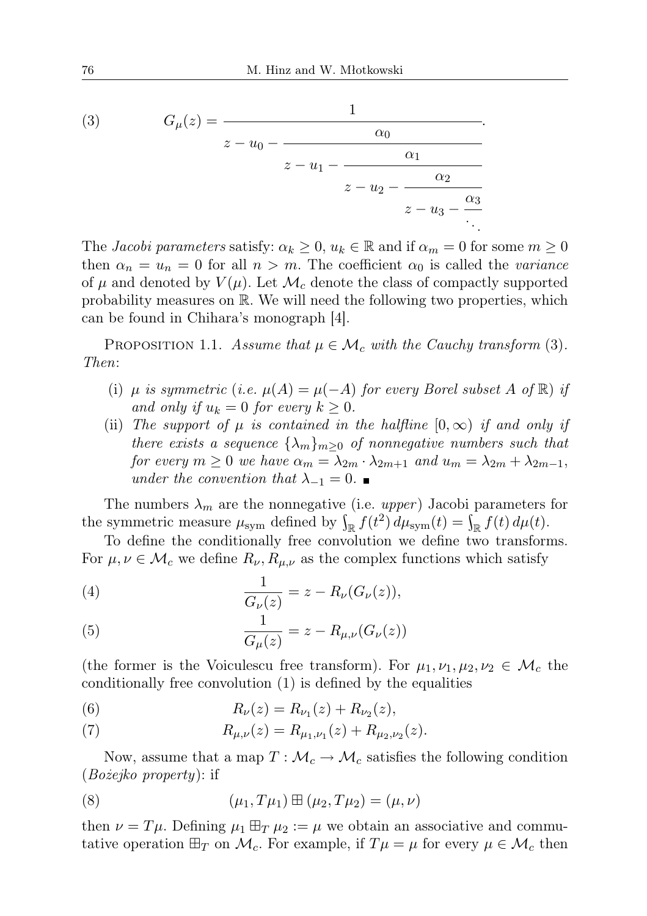$$G_\mu(z) = \cfrac{1}{z - u_0 - \cfrac{\alpha_0}{z - u_1 - \cfrac{\alpha_1}{z - u_2 - \cfrac{\alpha_2}{z - u_3 - \cfrac{\alpha_3}{\ddots}}}}}. \tag{3}$$

The *Jacobi parameters* satisfy: $\alpha_k \geq 0$, $u_k \in \mathbb{R}$ and if $\alpha_m = 0$ for some $m \geq 0$ then $\alpha_n = u_n = 0$ for all $n > m$. The coefficient $\alpha_0$ is called the *variance* of $\mu$ and denoted by $V(\mu)$. Let $\mathcal{M}_c$ denote the class of compactly supported probability measures on $\mathbb{R}$. We will need the following two properties, which can be found in Chihara's monograph [4].

PROPOSITION 1.1. *Assume that $\mu \in \mathcal{M}_c$ with the Cauchy transform* (3). *Then*:

- (i) *$\mu$ is symmetric* (*i.e. $\mu(A) = \mu(-A)$ for every Borel subset $A$ of $\mathbb{R}$*) *if and only if $u_k = 0$ for every $k \geq 0$.*
- (ii) *The support of $\mu$ is contained in the halfline $[0, \infty)$ if and only if there exists a sequence $\{\lambda_m\}_{m \geq 0}$ of nonnegative numbers such that for every $m \geq 0$ we have $\alpha_m = \lambda_{2m} \cdot \lambda_{2m+1}$ and $u_m = \lambda_{2m} + \lambda_{2m-1}$, under the convention that $\lambda_{-1} = 0$.* ∎

The numbers $\lambda_m$ are the nonnegative (i.e. *upper*) Jacobi parameters for the symmetric measure $\mu_{\mathrm{sym}}$ defined by $\int_{\mathbb{R}} f(t^2)\, d\mu_{\mathrm{sym}}(t) = \int_{\mathbb{R}} f(t)\, d\mu(t)$.

To define the conditionally free convolution we define two transforms. For $\mu, \nu \in \mathcal{M}_c$ we define $R_\nu, R_{\mu,\nu}$ as the complex functions which satisfy

$$\frac{1}{G_\nu(z)} = z - R_\nu(G_\nu(z)), \tag{4}$$

$$\frac{1}{G_\mu(z)} = z - R_{\mu,\nu}(G_\nu(z)) \tag{5}$$

(the former is the Voiculescu free transform). For $\mu_1, \nu_1, \mu_2, \nu_2 \in \mathcal{M}_c$ the conditionally free convolution (1) is defined by the equalities

$$R_\nu(z) = R_{\nu_1}(z) + R_{\nu_2}(z), \tag{6}$$

$$R_{\mu,\nu}(z) = R_{\mu_1,\nu_1}(z) + R_{\mu_2,\nu_2}(z). \tag{7}$$

Now, assume that a map $T : \mathcal{M}_c \to \mathcal{M}_c$ satisfies the following condition (*Bożejko property*): if

$$(\mu_1, T\mu_1) \boxplus (\mu_2, T\mu_2) = (\mu, \nu) \tag{8}$$

then $\nu = T\mu$. Defining $\mu_1 \boxplus_T \mu_2 := \mu$ we obtain an associative and commutative operation $\boxplus_T$ on $\mathcal{M}_c$. For example, if $T\mu = \mu$ for every $\mu \in \mathcal{M}_c$ then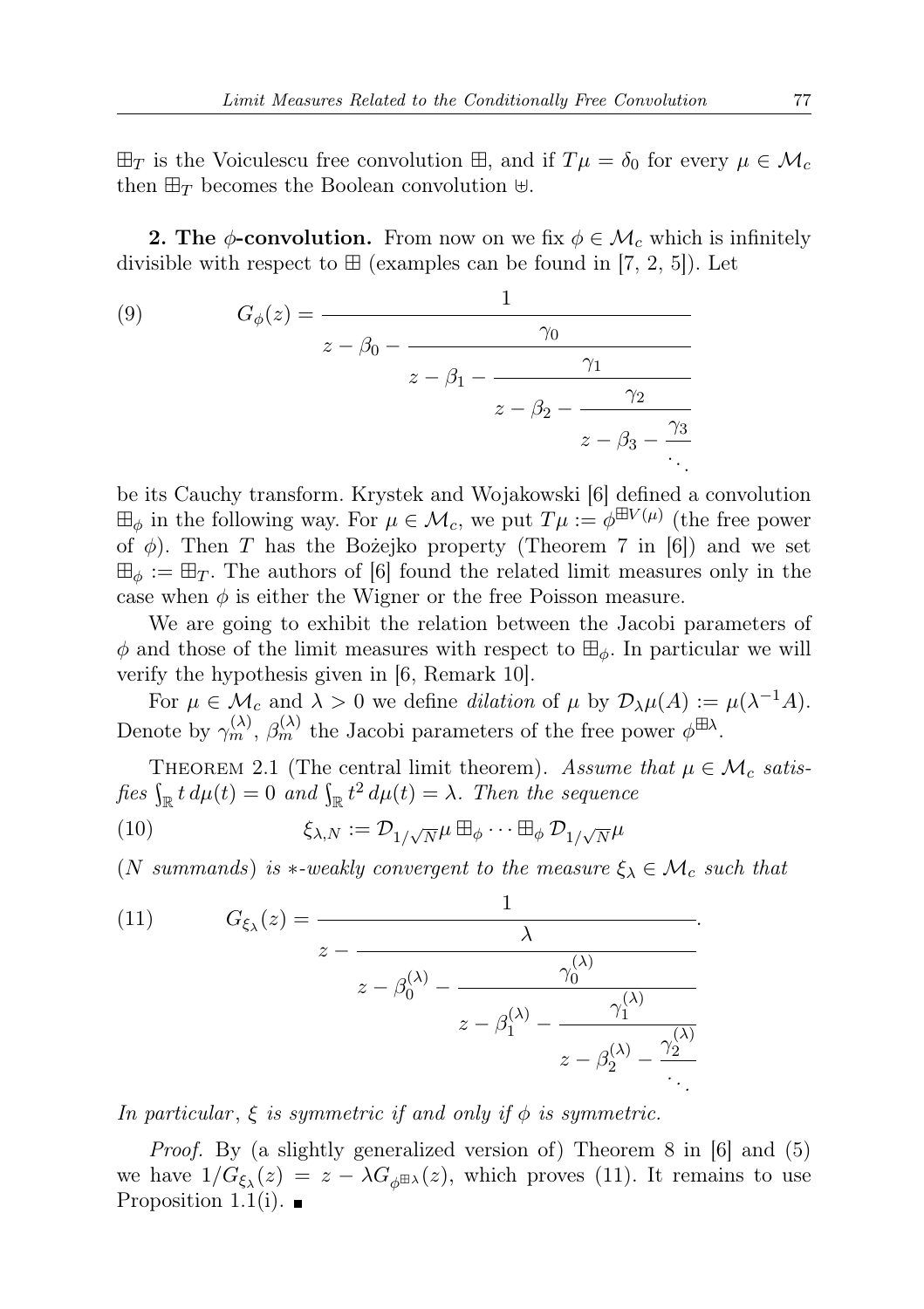$\boxplus_T$ is the Voiculescu free convolution $\boxplus$, and if $T\mu = \delta_0$ for every $\mu \in \mathcal{M}_c$ then $\boxplus_T$ becomes the Boolean convolution $\uplus$.

**2. The $\phi$-convolution.** From now on we fix $\phi \in \mathcal{M}_c$ which is infinitely divisible with respect to $\boxplus$ (examples can be found in [7, 2, 5]). Let

$$G_\phi(z) = \cfrac{1}{z - \beta_0 - \cfrac{\gamma_0}{z - \beta_1 - \cfrac{\gamma_1}{z - \beta_2 - \cfrac{\gamma_2}{z - \beta_3 - \cfrac{\gamma_3}{\ddots}}}}} \tag{9}$$

be its Cauchy transform. Krystek and Wojakowski [6] defined a convolution $\boxplus_\phi$ in the following way. For $\mu \in \mathcal{M}_c$, we put $T\mu := \phi^{\boxplus V(\mu)}$ (the free power of $\phi$). Then $T$ has the Bożejko property (Theorem 7 in [6]) and we set $\boxplus_\phi := \boxplus_T$. The authors of [6] found the related limit measures only in the case when $\phi$ is either the Wigner or the free Poisson measure.

We are going to exhibit the relation between the Jacobi parameters of $\phi$ and those of the limit measures with respect to $\boxplus_\phi$. In particular we will verify the hypothesis given in [6, Remark 10].

For $\mu \in \mathcal{M}_c$ and $\lambda > 0$ we define *dilation* of $\mu$ by $\mathcal{D}_\lambda\mu(A) := \mu(\lambda^{-1}A)$. Denote by $\gamma_m^{(\lambda)}$, $\beta_m^{(\lambda)}$ the Jacobi parameters of the free power $\phi^{\boxplus\lambda}$.

Theorem 2.1 (The central limit theorem). *Assume that $\mu \in \mathcal{M}_c$ satisfies $\int_{\mathbb{R}} t\, d\mu(t) = 0$ and $\int_{\mathbb{R}} t^2\, d\mu(t) = \lambda$. Then the sequence*

$$\xi_{\lambda,N} := \mathcal{D}_{1/\sqrt{N}}\mu \boxplus_\phi \cdots \boxplus_\phi \mathcal{D}_{1/\sqrt{N}}\mu \tag{10}$$

*($N$ summands) is $*$-weakly convergent to the measure $\xi_\lambda \in \mathcal{M}_c$ such that*

$$G_{\xi_\lambda}(z) = \cfrac{1}{z - \cfrac{\lambda}{z - \beta_0^{(\lambda)} - \cfrac{\gamma_0^{(\lambda)}}{z - \beta_1^{(\lambda)} - \cfrac{\gamma_1^{(\lambda)}}{z - \beta_2^{(\lambda)} - \cfrac{\gamma_2^{(\lambda)}}{\ddots}}}}}. \tag{11}$$

*In particular, $\xi$ is symmetric if and only if $\phi$ is symmetric.*

*Proof.* By (a slightly generalized version of) Theorem 8 in [6] and (5) we have $1/G_{\xi_\lambda}(z) = z - \lambda G_{\phi^{\boxplus\lambda}}(z)$, which proves (11). It remains to use Proposition 1.1(i). ■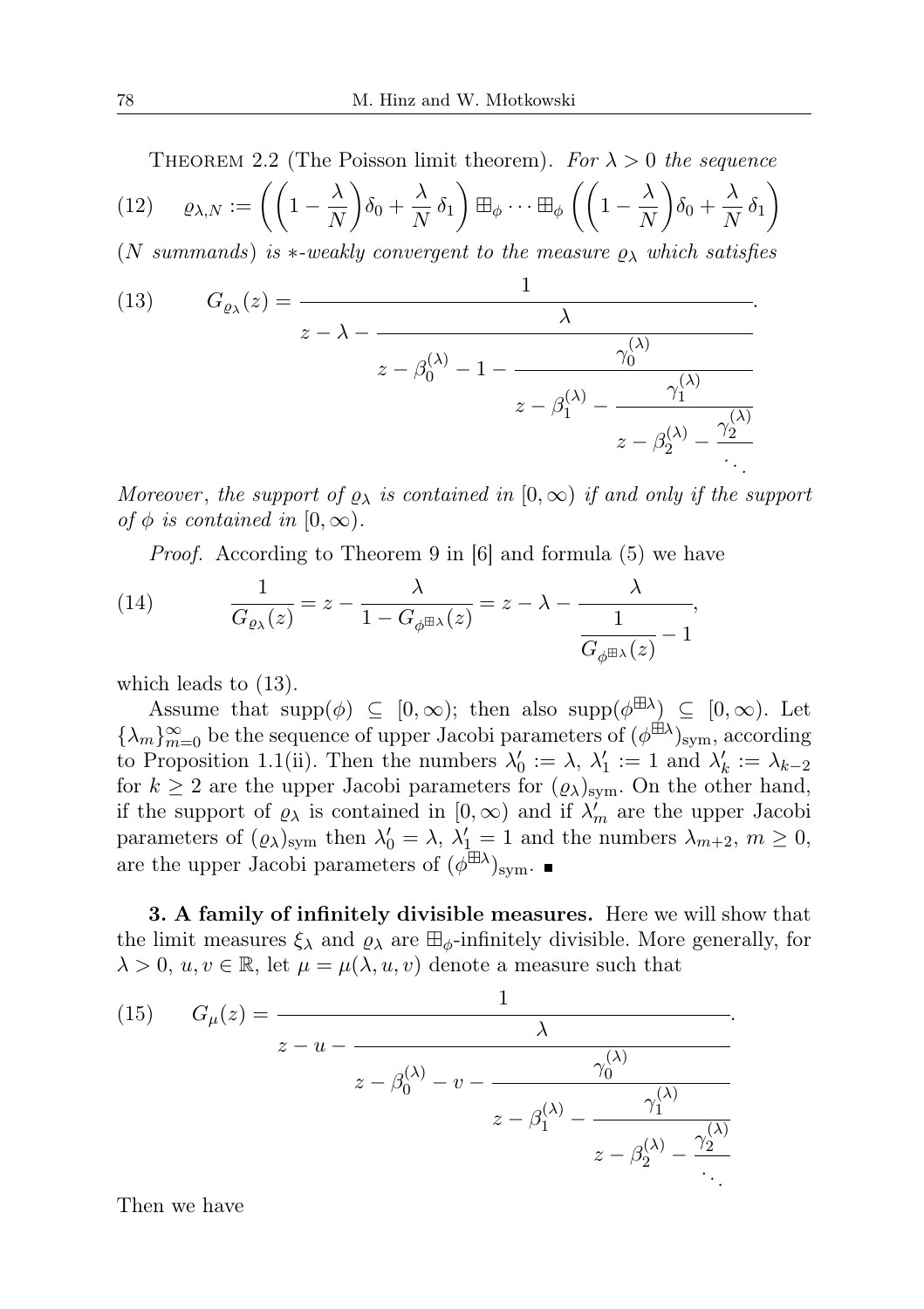THEOREM 2.2 (The Poisson limit theorem). *For $\lambda > 0$ the sequence*

$$\varrho_{\lambda,N} := \left(\left(1-\frac{\lambda}{N}\right)\delta_0 + \frac{\lambda}{N}\,\delta_1\right) \boxplus_\phi \cdots \boxplus_\phi \left(\left(1-\frac{\lambda}{N}\right)\delta_0 + \frac{\lambda}{N}\,\delta_1\right) \tag{12}$$

*($N$ summands) is $*$-weakly convergent to the measure $\varrho_\lambda$ which satisfies*

$$G_{\varrho_\lambda}(z) = \cfrac{1}{z - \lambda - \cfrac{\lambda}{z - \beta_0^{(\lambda)} - 1 - \cfrac{\gamma_0^{(\lambda)}}{z - \beta_1^{(\lambda)} - \cfrac{\gamma_1^{(\lambda)}}{z - \beta_2^{(\lambda)} - \cfrac{\gamma_2^{(\lambda)}}{\ddots}}}}}. \tag{13}$$

*Moreover, the support of $\varrho_\lambda$ is contained in $[0,\infty)$ if and only if the support of $\phi$ is contained in $[0,\infty)$.*

*Proof.* According to Theorem 9 in [6] and formula (5) we have

$$\frac{1}{G_{\varrho_\lambda}(z)} = z - \frac{\lambda}{1 - G_{\phi^{\boxplus\lambda}}(z)} = z - \lambda - \cfrac{\lambda}{\cfrac{1}{G_{\phi^{\boxplus\lambda}}(z)} - 1}, \tag{14}$$

which leads to (13).

Assume that $\mathrm{supp}(\phi) \subseteq [0,\infty)$; then also $\mathrm{supp}(\phi^{\boxplus\lambda}) \subseteq [0,\infty)$. Let $\{\lambda_m\}_{m=0}^{\infty}$ be the sequence of upper Jacobi parameters of $(\phi^{\boxplus\lambda})_{\mathrm{sym}}$, according to Proposition 1.1(ii). Then the numbers $\lambda_0' := \lambda$, $\lambda_1' := 1$ and $\lambda_k' := \lambda_{k-2}$ for $k \geq 2$ are the upper Jacobi parameters for $(\varrho_\lambda)_{\mathrm{sym}}$. On the other hand, if the support of $\varrho_\lambda$ is contained in $[0,\infty)$ and if $\lambda_m'$ are the upper Jacobi parameters of $(\varrho_\lambda)_{\mathrm{sym}}$ then $\lambda_0' = \lambda$, $\lambda_1' = 1$ and the numbers $\lambda_{m+2}$, $m \geq 0$, are the upper Jacobi parameters of $(\phi^{\boxplus\lambda})_{\mathrm{sym}}$. ∎

**3. A family of infinitely divisible measures.** Here we will show that the limit measures $\xi_\lambda$ and $\varrho_\lambda$ are $\boxplus_\phi$-infinitely divisible. More generally, for $\lambda > 0$, $u, v \in \mathbb{R}$, let $\mu = \mu(\lambda, u, v)$ denote a measure such that

$$G_\mu(z) = \cfrac{1}{z - u - \cfrac{\lambda}{z - \beta_0^{(\lambda)} - v - \cfrac{\gamma_0^{(\lambda)}}{z - \beta_1^{(\lambda)} - \cfrac{\gamma_1^{(\lambda)}}{z - \beta_2^{(\lambda)} - \cfrac{\gamma_2^{(\lambda)}}{\ddots}}}}}. \tag{15}$$

Then we have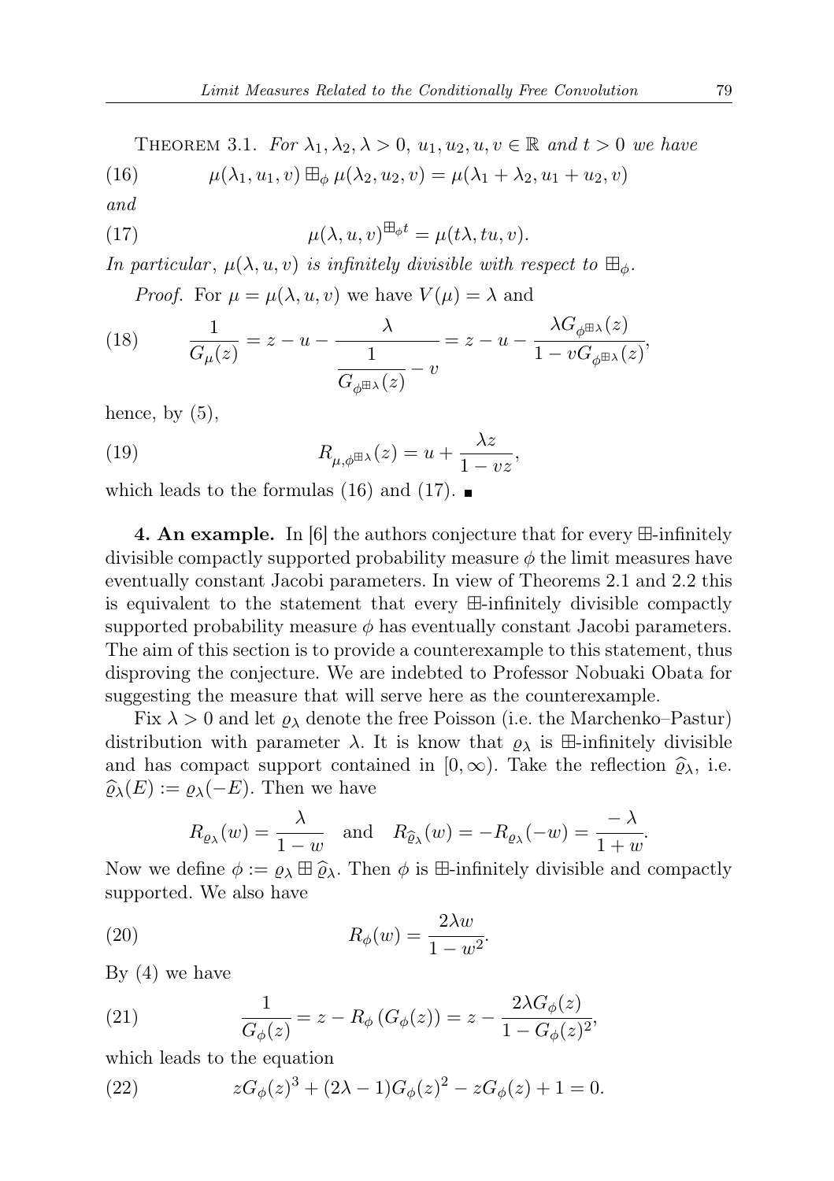THEOREM 3.1. *For $\lambda_1, \lambda_2, \lambda > 0$, $u_1, u_2, u, v \in \mathbb{R}$ and $t > 0$ we have*

$$\mu(\lambda_1, u_1, v) \boxplus_\phi \mu(\lambda_2, u_2, v) = \mu(\lambda_1 + \lambda_2, u_1 + u_2, v) \tag{16}$$

*and*

$$\mu(\lambda, u, v)^{\boxplus_\phi t} = \mu(t\lambda, tu, v). \tag{17}$$

*In particular, $\mu(\lambda, u, v)$ is infinitely divisible with respect to $\boxplus_\phi$.*

*Proof.* For $\mu = \mu(\lambda, u, v)$ we have $V(\mu) = \lambda$ and

$$\frac{1}{G_\mu(z)} = z - u - \frac{\lambda}{\dfrac{1}{G_{\phi^{\boxplus\lambda}}(z)} - v} = z - u - \frac{\lambda G_{\phi^{\boxplus\lambda}}(z)}{1 - vG_{\phi^{\boxplus\lambda}}(z)}, \tag{18}$$

hence, by (5),

$$R_{\mu,\phi^{\boxplus\lambda}}(z) = u + \frac{\lambda z}{1 - vz}, \tag{19}$$

which leads to the formulas (16) and (17). ∎

**4. An example.** In [6] the authors conjecture that for every $\boxplus$-infinitely divisible compactly supported probability measure $\phi$ the limit measures have eventually constant Jacobi parameters. In view of Theorems 2.1 and 2.2 this is equivalent to the statement that every $\boxplus$-infinitely divisible compactly supported probability measure $\phi$ has eventually constant Jacobi parameters. The aim of this section is to provide a counterexample to this statement, thus disproving the conjecture. We are indebted to Professor Nobuaki Obata for suggesting the measure that will serve here as the counterexample.

Fix $\lambda > 0$ and let $\varrho_\lambda$ denote the free Poisson (i.e. the Marchenko–Pastur) distribution with parameter $\lambda$. It is know that $\varrho_\lambda$ is $\boxplus$-infinitely divisible and has compact support contained in $[0, \infty)$. Take the reflection $\widehat{\varrho}_\lambda$, i.e. $\widehat{\varrho}_\lambda(E) := \varrho_\lambda(-E)$. Then we have

$$R_{\varrho_\lambda}(w) = \frac{\lambda}{1 - w} \quad \text{and} \quad R_{\widehat{\varrho}_\lambda}(w) = -R_{\varrho_\lambda}(-w) = \frac{-\lambda}{1 + w}.$$

Now we define $\phi := \varrho_\lambda \boxplus \widehat{\varrho}_\lambda$. Then $\phi$ is $\boxplus$-infinitely divisible and compactly supported. We also have

$$R_\phi(w) = \frac{2\lambda w}{1 - w^2}. \tag{20}$$

By (4) we have

$$\frac{1}{G_\phi(z)} = z - R_\phi(G_\phi(z)) = z - \frac{2\lambda G_\phi(z)}{1 - G_\phi(z)^2}, \tag{21}$$

which leads to the equation

$$zG_\phi(z)^3 + (2\lambda - 1)G_\phi(z)^2 - zG_\phi(z) + 1 = 0. \tag{22}$$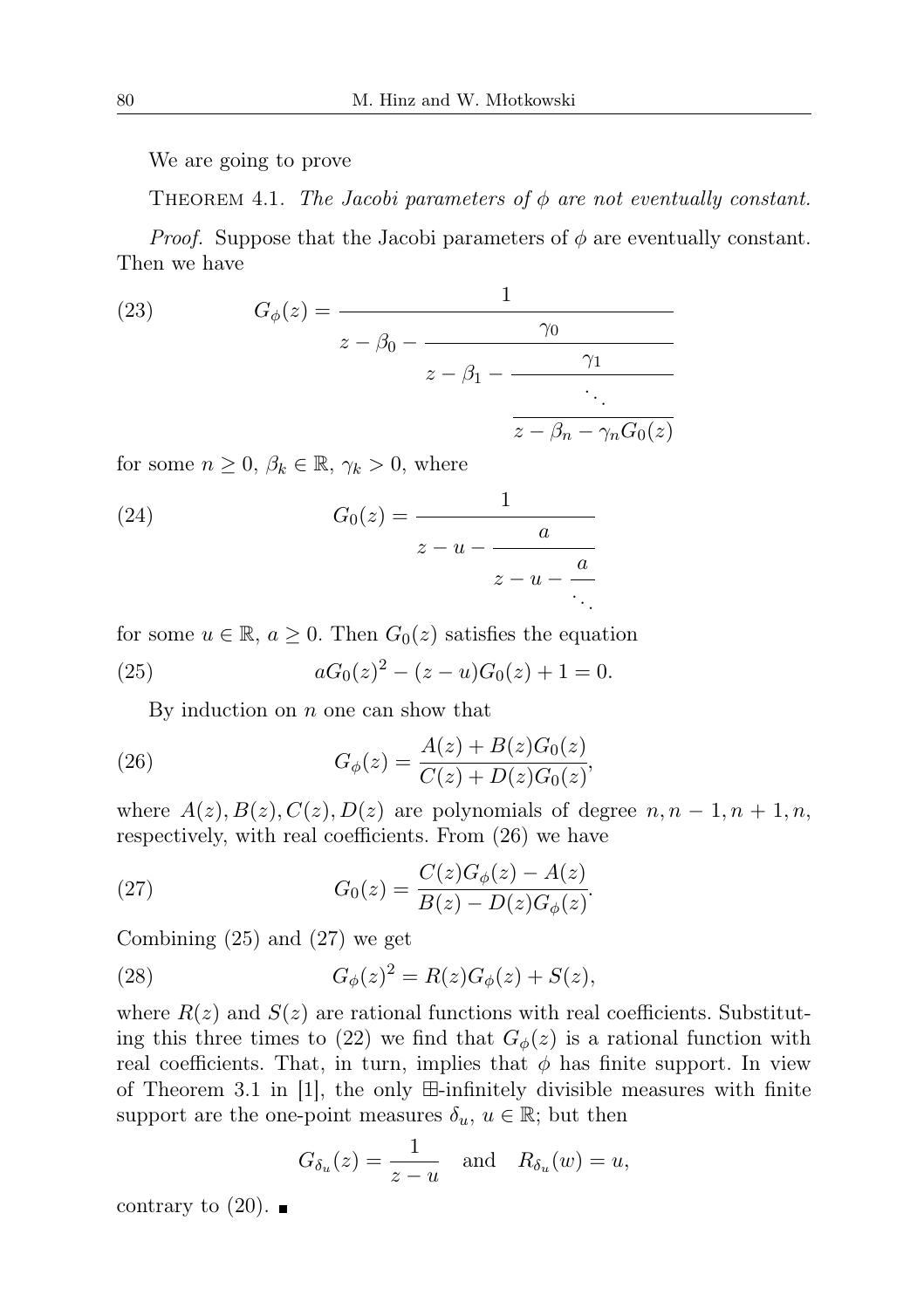We are going to prove

THEOREM 4.1. *The Jacobi parameters of $\phi$ are not eventually constant.*

*Proof.* Suppose that the Jacobi parameters of $\phi$ are eventually constant. Then we have

$$G_\phi(z) = \cfrac{1}{z - \beta_0 - \cfrac{\gamma_0}{z - \beta_1 - \cfrac{\gamma_1}{\ddots \over z - \beta_n - \gamma_n G_0(z)}}} \tag{23}$$

for some $n \geq 0$, $\beta_k \in \mathbb{R}$, $\gamma_k > 0$, where

$$G_0(z) = \cfrac{1}{z - u - \cfrac{a}{z - u - \cfrac{a}{\ddots}}} \tag{24}$$

for some $u \in \mathbb{R}$, $a \geq 0$. Then $G_0(z)$ satisfies the equation

$$aG_0(z)^2 - (z-u)G_0(z) + 1 = 0. \tag{25}$$

By induction on $n$ one can show that

$$G_\phi(z) = \frac{A(z) + B(z)G_0(z)}{C(z) + D(z)G_0(z)}, \tag{26}$$

where $A(z), B(z), C(z), D(z)$ are polynomials of degree $n, n-1, n+1, n$, respectively, with real coefficients. From (26) we have

$$G_0(z) = \frac{C(z)G_\phi(z) - A(z)}{B(z) - D(z)G_\phi(z)}. \tag{27}$$

Combining (25) and (27) we get

$$G_\phi(z)^2 = R(z)G_\phi(z) + S(z), \tag{28}$$

where $R(z)$ and $S(z)$ are rational functions with real coefficients. Substituting this three times to (22) we find that $G_\phi(z)$ is a rational function with real coefficients. That, in turn, implies that $\phi$ has finite support. In view of Theorem 3.1 in [1], the only $\boxplus$-infinitely divisible measures with finite support are the one-point measures $\delta_u$, $u \in \mathbb{R}$; but then

$$G_{\delta_u}(z) = \frac{1}{z-u} \quad \text{and} \quad R_{\delta_u}(w) = u,$$

contrary to (20). ∎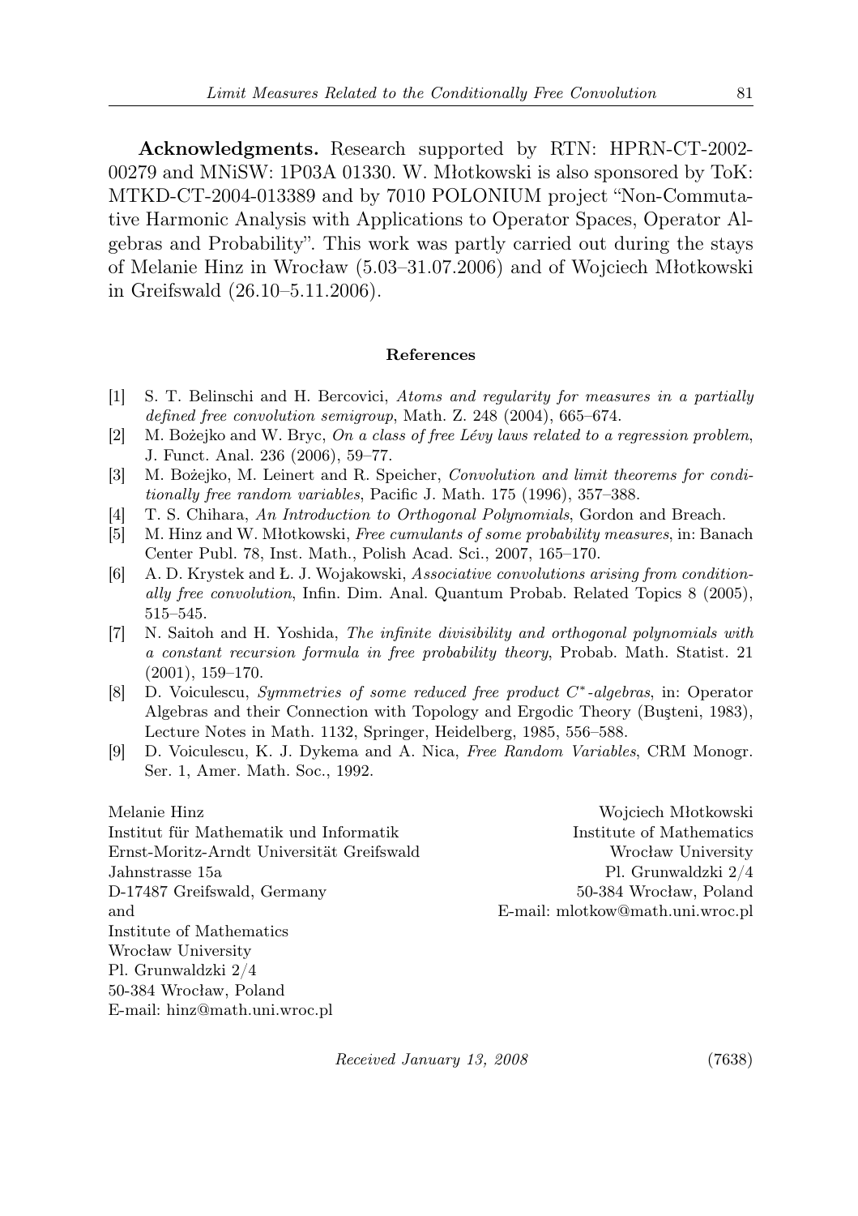**Acknowledgments.** Research supported by RTN: HPRN-CT-2002-00279 and MNiSW: 1P03A 01330. W. Młotkowski is also sponsored by ToK: MTKD-CT-2004-013389 and by 7010 POLONIUM project "Non-Commutative Harmonic Analysis with Applications to Operator Spaces, Operator Algebras and Probability". This work was partly carried out during the stays of Melanie Hinz in Wrocław (5.03–31.07.2006) and of Wojciech Młotkowski in Greifswald (26.10–5.11.2006).

### References

[1] S. T. Belinschi and H. Bercovici, *Atoms and regularity for measures in a partially defined free convolution semigroup*, Math. Z. 248 (2004), 665–674.

[2] M. Bożejko and W. Bryc, *On a class of free Lévy laws related to a regression problem*, J. Funct. Anal. 236 (2006), 59–77.

[3] M. Bożejko, M. Leinert and R. Speicher, *Convolution and limit theorems for conditionally free random variables*, Pacific J. Math. 175 (1996), 357–388.

[4] T. S. Chihara, *An Introduction to Orthogonal Polynomials*, Gordon and Breach.

[5] M. Hinz and W. Młotkowski, *Free cumulants of some probability measures*, in: Banach Center Publ. 78, Inst. Math., Polish Acad. Sci., 2007, 165–170.

[6] A. D. Krystek and Ł. J. Wojakowski, *Associative convolutions arising from conditionally free convolution*, Infin. Dim. Anal. Quantum Probab. Related Topics 8 (2005), 515–545.

[7] N. Saitoh and H. Yoshida, *The infinite divisibility and orthogonal polynomials with a constant recursion formula in free probability theory*, Probab. Math. Statist. 21 (2001), 159–170.

[8] D. Voiculescu, *Symmetries of some reduced free product $C^*$-algebras*, in: Operator Algebras and their Connection with Topology and Ergodic Theory (Buşteni, 1983), Lecture Notes in Math. 1132, Springer, Heidelberg, 1985, 556–588.

[9] D. Voiculescu, K. J. Dykema and A. Nica, *Free Random Variables*, CRM Monogr. Ser. 1, Amer. Math. Soc., 1992.

Melanie Hinz
Institut für Mathematik und Informatik
Ernst-Moritz-Arndt Universität Greifswald
Jahnstrasse 15a
D-17487 Greifswald, Germany
and
Institute of Mathematics
Wrocław University
Pl. Grunwaldzki 2/4
50-384 Wrocław, Poland
E-mail: hinz@math.uni.wroc.pl

Wojciech Młotkowski
Institute of Mathematics
Wrocław University
Pl. Grunwaldzki 2/4
50-384 Wrocław, Poland
E-mail: mlotkow@math.uni.wroc.pl

*Received January 13, 2008* (7638)